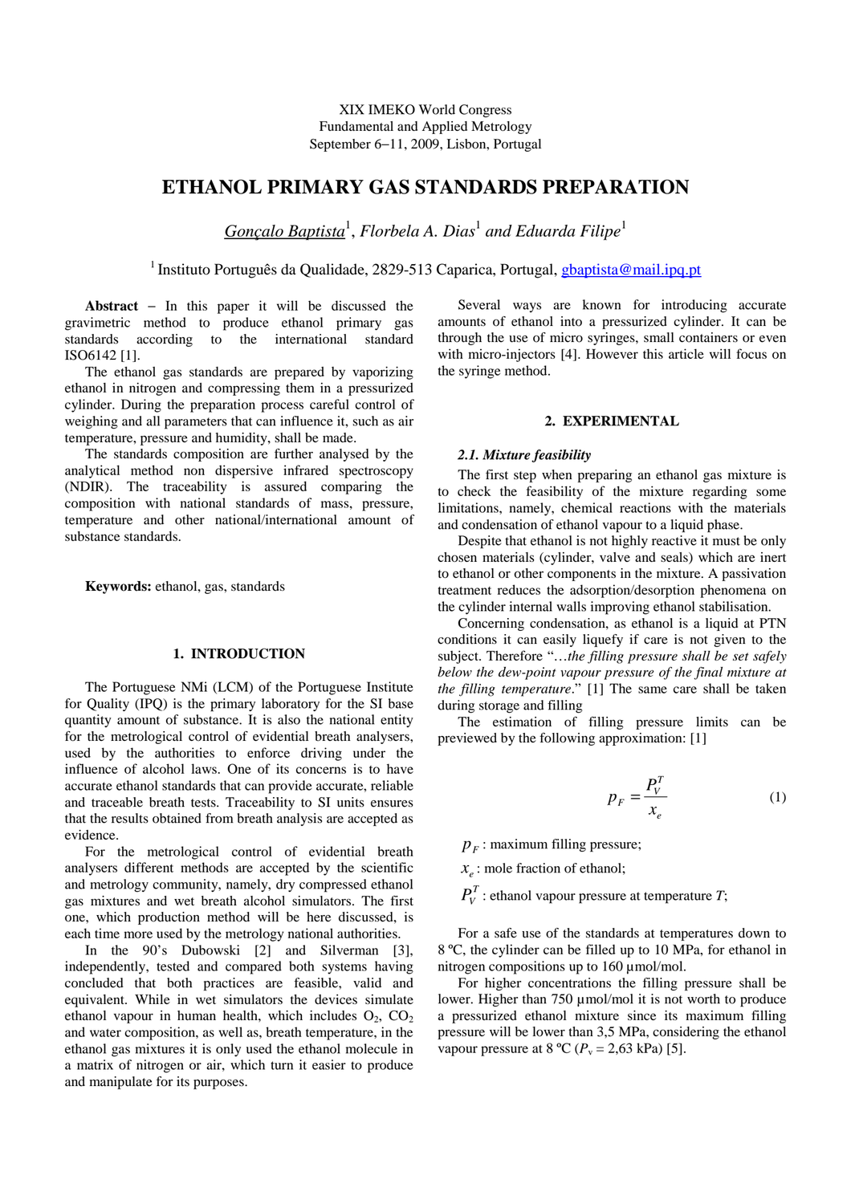XIX IMEKO World Congress
Fundamental and Applied Metrology
September 6−11, 2009, Lisbon, Portugal

# ETHANOL PRIMARY GAS STANDARDS PREPARATION

*Gonçalo Baptista*[1], *Florbela A. Dias*[1] *and Eduarda Filipe*[1]

[1] Instituto Português da Qualidade, 2829-513 Caparica, Portugal, gbaptista@mail.ipq.pt

**Abstract** − In this paper it will be discussed the gravimetric method to produce ethanol primary gas standards according to the international standard ISO6142 [1].

The ethanol gas standards are prepared by vaporizing ethanol in nitrogen and compressing them in a pressurized cylinder. During the preparation process careful control of weighing and all parameters that can influence it, such as air temperature, pressure and humidity, shall be made.

The standards composition are further analysed by the analytical method non dispersive infrared spectroscopy (NDIR). The traceability is assured comparing the composition with national standards of mass, pressure, temperature and other national/international amount of substance standards.

**Keywords:** ethanol, gas, standards

## 1. INTRODUCTION

The Portuguese NMi (LCM) of the Portuguese Institute for Quality (IPQ) is the primary laboratory for the SI base quantity amount of substance. It is also the national entity for the metrological control of evidential breath analysers, used by the authorities to enforce driving under the influence of alcohol laws. One of its concerns is to have accurate ethanol standards that can provide accurate, reliable and traceable breath tests. Traceability to SI units ensures that the results obtained from breath analysis are accepted as evidence.

For the metrological control of evidential breath analysers different methods are accepted by the scientific and metrology community, namely, dry compressed ethanol gas mixtures and wet breath alcohol simulators. The first one, which production method will be here discussed, is each time more used by the metrology national authorities.

In the 90's Dubowski [2] and Silverman [3], independently, tested and compared both systems having concluded that both practices are feasible, valid and equivalent. While in wet simulators the devices simulate ethanol vapour in human health, which includes $O_2$, $CO_2$ and water composition, as well as, breath temperature, in the ethanol gas mixtures it is only used the ethanol molecule in a matrix of nitrogen or air, which turn it easier to produce and manipulate for its purposes.

Several ways are known for introducing accurate amounts of ethanol into a pressurized cylinder. It can be through the use of micro syringes, small containers or even with micro-injectors [4]. However this article will focus on the syringe method.

## 2. EXPERIMENTAL

### *2.1. Mixture feasibility*

The first step when preparing an ethanol gas mixture is to check the feasibility of the mixture regarding some limitations, namely, chemical reactions with the materials and condensation of ethanol vapour to a liquid phase.

Despite that ethanol is not highly reactive it must be only chosen materials (cylinder, valve and seals) which are inert to ethanol or other components in the mixture. A passivation treatment reduces the adsorption/desorption phenomena on the cylinder internal walls improving ethanol stabilisation.

Concerning condensation, as ethanol is a liquid at PTN conditions it can easily liquefy if care is not given to the subject. Therefore "*…the filling pressure shall be set safely below the dew-point vapour pressure of the final mixture at the filling temperature.*" [1] The same care shall be taken during storage and filling

The estimation of filling pressure limits can be previewed by the following approximation: [1]

$$p_F = \frac{P_V^T}{x_e} \tag{1}$$

$p_F$ : maximum filling pressure;

$x_e$ : mole fraction of ethanol;

$P_V^T$ : ethanol vapour pressure at temperature $T$;

For a safe use of the standards at temperatures down to 8 ºC, the cylinder can be filled up to 10 MPa, for ethanol in nitrogen compositions up to 160 µmol/mol.

For higher concentrations the filling pressure shall be lower. Higher than 750 µmol/mol it is not worth to produce a pressurized ethanol mixture since its maximum filling pressure will be lower than 3,5 MPa, considering the ethanol vapour pressure at 8 ºC ($P_v$ = 2,63 kPa) [5].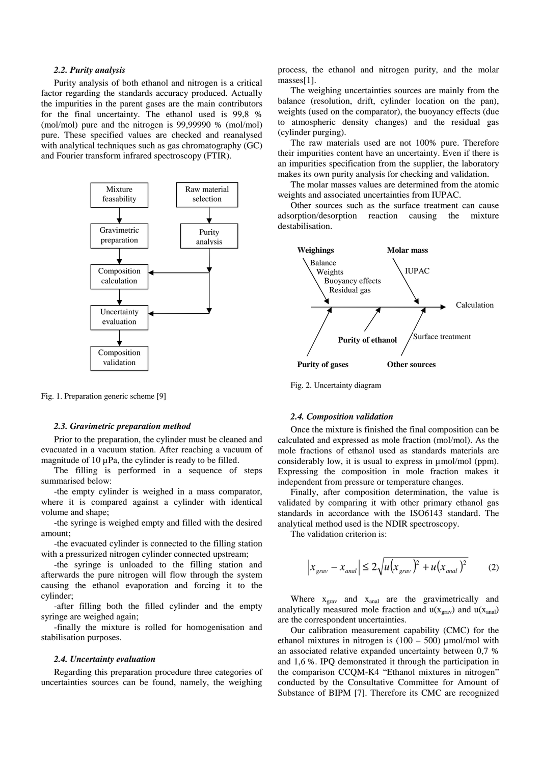### *2.2. Purity analysis*

Purity analysis of both ethanol and nitrogen is a critical factor regarding the standards accuracy produced. Actually the impurities in the parent gases are the main contributors for the final uncertainty. The ethanol used is 99,8 % (mol/mol) pure and the nitrogen is 99,99990 % (mol/mol) pure. These specified values are checked and reanalysed with analytical techniques such as gas chromatography (GC) and Fourier transform infrared spectroscopy (FTIR).

Fig. 1. Preparation generic scheme [9]

### *2.3. Gravimetric preparation method*

Prior to the preparation, the cylinder must be cleaned and evacuated in a vacuum station. After reaching a vacuum of magnitude of 10 µPa, the cylinder is ready to be filled.

The filling is performed in a sequence of steps summarised below:

-the empty cylinder is weighed in a mass comparator, where it is compared against a cylinder with identical volume and shape;

-the syringe is weighed empty and filled with the desired amount;

-the evacuated cylinder is connected to the filling station with a pressurized nitrogen cylinder connected upstream;

-the syringe is unloaded to the filling station and afterwards the pure nitrogen will flow through the system causing the ethanol evaporation and forcing it to the cylinder;

-after filling both the filled cylinder and the empty syringe are weighed again;

-finally the mixture is rolled for homogenisation and stabilisation purposes.

### *2.4. Uncertainty evaluation*

Regarding this preparation procedure three categories of uncertainties sources can be found, namely, the weighing process, the ethanol and nitrogen purity, and the molar masses[1].

The weighing uncertainties sources are mainly from the balance (resolution, drift, cylinder location on the pan), weights (used on the comparator), the buoyancy effects (due to atmospheric density changes) and the residual gas (cylinder purging).

The raw materials used are not 100% pure. Therefore their impurities content have an uncertainty. Even if there is an impurities specification from the supplier, the laboratory makes its own purity analysis for checking and validation.

The molar masses values are determined from the atomic weights and associated uncertainties from IUPAC.

Other sources such as the surface treatment can cause adsorption/desorption reaction causing the mixture destabilisation.

Fig. 2. Uncertainty diagram

### *2.4. Composition validation*

Once the mixture is finished the final composition can be calculated and expressed as mole fraction (mol/mol). As the mole fractions of ethanol used as standards materials are considerably low, it is usual to express in µmol/mol (ppm). Expressing the composition in mole fraction makes it independent from pressure or temperature changes.

Finally, after composition determination, the value is validated by comparing it with other primary ethanol gas standards in accordance with the ISO6143 standard. The analytical method used is the NDIR spectroscopy.

The validation criterion is:

$$\left| x_{grav} - x_{anal} \right| \leq 2\sqrt{u\left(x_{grav}\right)^2 + u\left(x_{anal}\right)^2} \qquad (2)$$

Where $x_{grav}$ and $x_{anal}$ are the gravimetrically and analytically measured mole fraction and $u(x_{grav})$ and $u(x_{anal})$ are the correspondent uncertainties.

Our calibration measurement capability (CMC) for the ethanol mixtures in nitrogen is (100 – 500) µmol/mol with an associated relative expanded uncertainty between 0,7 % and 1,6 %. IPQ demonstrated it through the participation in the comparison CCQM-K4 "Ethanol mixtures in nitrogen" conducted by the Consultative Committee for Amount of Substance of BIPM [7]. Therefore its CMC are recognized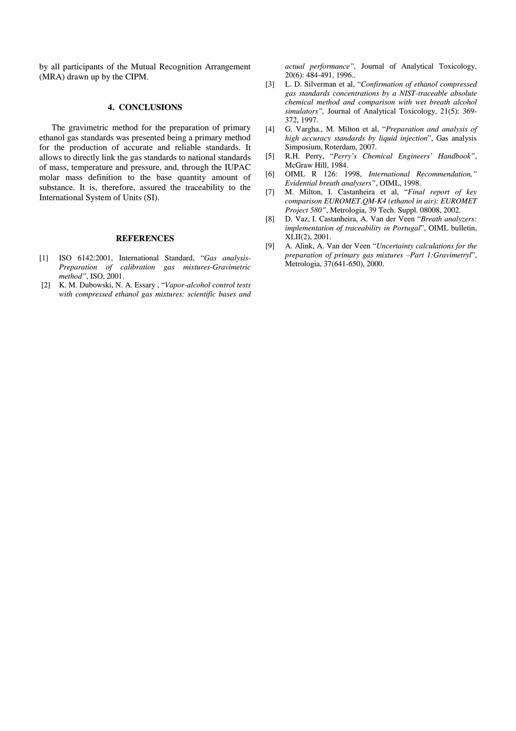by all participants of the Mutual Recognition Arrangement (MRA) drawn up by the CIPM.

## 4. CONCLUSIONS

The gravimetric method for the preparation of primary ethanol gas standards was presented being a primary method for the production of accurate and reliable standards. It allows to directly link the gas standards to national standards of mass, temperature and pressure, and, through the IUPAC molar mass definition to the base quantity amount of substance. It is, therefore, assured the traceability to the International System of Units (SI).

## REFERENCES

[1] ISO 6142:2001, International Standard, "*Gas analysis-Preparation of calibration gas mixtures-Gravimetric method"*, ISO, 2001.

[2] K. M. Dubowski, N. A. Essary , "*Vapor-alcohol control tests with compressed ethanol gas mixtures: scientific bases and actual performance",* Journal of Analytical Toxicology, 20(6): 484-491, 1996..

[3] L. D. Silverman et al, "*Confirmation of ethanol compressed gas standards concentrations by a NIST-traceable absolute chemical method and comparison with wet breath alcohol simulators",* Journal of Analytical Toxicology, 21(5): 369-372, 1997.

[4] G. Vargha., M. Milton et al, "*Preparation and analysis of high accuracy standards by liquid injection*", Gas analysis Simposium, Roterdam, 2007.

[5] R.H. Perry, "*Perry's Chemical Engineers' Handbook"*, McGraw Hill, 1984.

[6] OIML R 126: 1998, *International Recommendation," Evidential breath analysers"*, OIML, 1998.

[7] M. Milton, I. Castanheira et al, "*Final report of key comparison EUROMET.QM-K4 (ethanol in air): EUROMET Project 580"*, Metrologia, 39 Tech. Suppl. 08008, 2002.

[8] D. Vaz, I. Castanheira, A. Van der Veen "*Breath analyzers: implementation of traceability in Portugal*", OIML bulletin, XLII(2), 2001.

[9] A. Alink, A. Van der Veen "*Uncertainty calculations for the preparation of primary gas mixtures –Part 1:Gravimetryl*", Metrologia, 37(641-650), 2000.